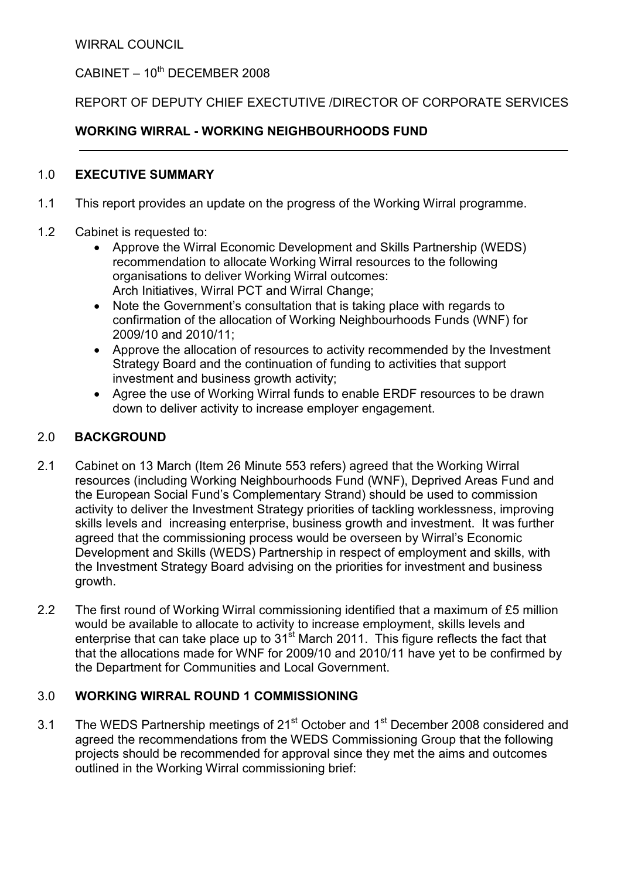WIRRAL COUNCIL

CABINET – 10th DECEMBER 2008

REPORT OF DEPUTY CHIEF EXECUTIVE /DIRECTOR OF CORPORATE SERVICES

**WORKING WIRRAL - WORKING NEIGHBOURHOODS FUND**

## 1.0 EXECUTIVE SUMMARY

1.1 This report provides an update on the progress of the Working Wirral programme.

1.2 Cabinet is requested to:

- Approve the Wirral Economic Development and Skills Partnership (WEDS) recommendation to allocate Working Wirral resources to the following organisations to deliver Working Wirral outcomes: Arch Initiatives, Wirral PCT and Wirral Change;
- Note the Government's consultation that is taking place with regards to confirmation of the allocation of Working Neighbourhoods Funds (WNF) for 2009/10 and 2010/11;
- Approve the allocation of resources to activity recommended by the Investment Strategy Board and the continuation of funding to activities that support investment and business growth activity;
- Agree the use of Working Wirral funds to enable ERDF resources to be drawn down to deliver activity to increase employer engagement.

## 2.0 BACKGROUND

2.1 Cabinet on 13 March (Item 26 Minute 553 refers) agreed that the Working Wirral resources (including Working Neighbourhoods Fund (WNF), Deprived Areas Fund and the European Social Fund's Complementary Strand) should be used to commission activity to deliver the Investment Strategy priorities of tackling worklessness, improving skills levels and increasing enterprise, business growth and investment. It was further agreed that the commissioning process would be overseen by Wirral's Economic Development and Skills (WEDS) Partnership in respect of employment and skills, with the Investment Strategy Board advising on the priorities for investment and business growth.

2.2 The first round of Working Wirral commissioning identified that a maximum of £5 million would be available to allocate to activity to increase employment, skills levels and enterprise that can take place up to 31st March 2011. This figure reflects the fact that that the allocations made for WNF for 2009/10 and 2010/11 have yet to be confirmed by the Department for Communities and Local Government.

## 3.0 WORKING WIRRAL ROUND 1 COMMISSIONING

3.1 The WEDS Partnership meetings of 21st October and 1st December 2008 considered and agreed the recommendations from the WEDS Commissioning Group that the following projects should be recommended for approval since they met the aims and outcomes outlined in the Working Wirral commissioning brief: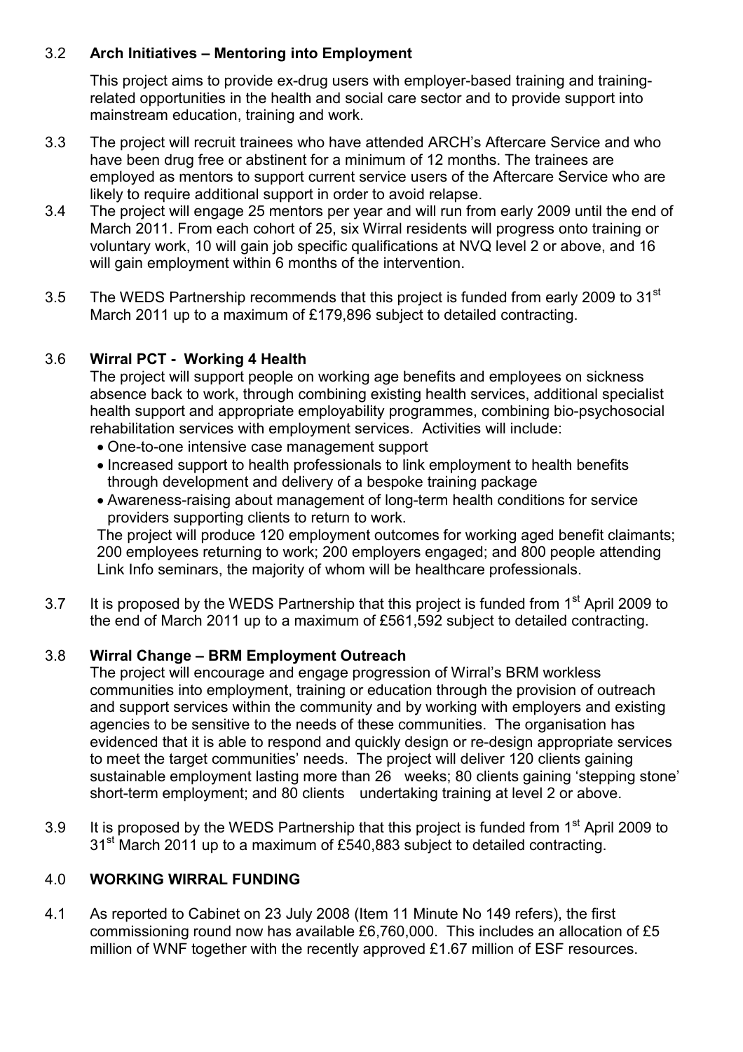3.2 **Arch Initiatives – Mentoring into Employment**

This project aims to provide ex-drug users with employer-based training and training-related opportunities in the health and social care sector and to provide support into mainstream education, training and work.

3.3 The project will recruit trainees who have attended ARCH's Aftercare Service and who have been drug free or abstinent for a minimum of 12 months. The trainees are employed as mentors to support current service users of the Aftercare Service who are likely to require additional support in order to avoid relapse.

3.4 The project will engage 25 mentors per year and will run from early 2009 until the end of March 2011. From each cohort of 25, six Wirral residents will progress onto training or voluntary work, 10 will gain job specific qualifications at NVQ level 2 or above, and 16 will gain employment within 6 months of the intervention.

3.5 The WEDS Partnership recommends that this project is funded from early 2009 to 31st March 2011 up to a maximum of £179,896 subject to detailed contracting.

3.6 **Wirral PCT - Working 4 Health**

The project will support people on working age benefits and employees on sickness absence back to work, through combining existing health services, additional specialist health support and appropriate employability programmes, combining bio-psychosocial rehabilitation services with employment services. Activities will include:

- One-to-one intensive case management support
- Increased support to health professionals to link employment to health benefits through development and delivery of a bespoke training package
- Awareness-raising about management of long-term health conditions for service providers supporting clients to return to work.

The project will produce 120 employment outcomes for working aged benefit claimants; 200 employees returning to work; 200 employers engaged; and 800 people attending Link Info seminars, the majority of whom will be healthcare professionals.

3.7 It is proposed by the WEDS Partnership that this project is funded from 1st April 2009 to the end of March 2011 up to a maximum of £561,592 subject to detailed contracting.

3.8 **Wirral Change – BRM Employment Outreach**

The project will encourage and engage progression of Wirral's BRM workless communities into employment, training or education through the provision of outreach and support services within the community and by working with employers and existing agencies to be sensitive to the needs of these communities. The organisation has evidenced that it is able to respond and quickly design or re-design appropriate services to meet the target communities' needs. The project will deliver 120 clients gaining sustainable employment lasting more than 26 weeks; 80 clients gaining 'stepping stone' short-term employment; and 80 clients undertaking training at level 2 or above.

3.9 It is proposed by the WEDS Partnership that this project is funded from 1st April 2009 to 31st March 2011 up to a maximum of £540,883 subject to detailed contracting.

## 4.0 WORKING WIRRAL FUNDING

4.1 As reported to Cabinet on 23 July 2008 (Item 11 Minute No 149 refers), the first commissioning round now has available £6,760,000. This includes an allocation of £5 million of WNF together with the recently approved £1.67 million of ESF resources.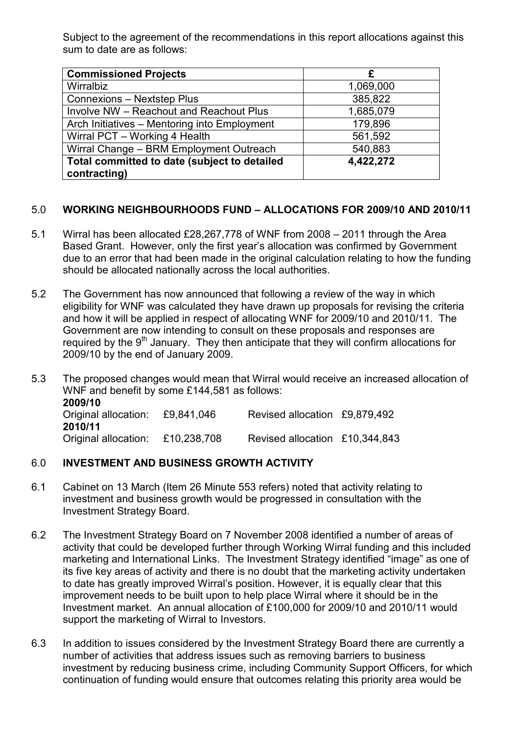Subject to the agreement of the recommendations in this report allocations against this sum to date are as follows:

| **Commissioned Projects** | **£** |
|---|---|
| Wirralbiz | 1,069,000 |
| Connexions – Nextstep Plus | 385,822 |
| Involve NW – Reachout and Reachout Plus | 1,685,079 |
| Arch Initiatives – Mentoring into Employment | 179,896 |
| Wirral PCT – Working 4 Health | 561,592 |
| Wirral Change – BRM Employment Outreach | 540,883 |
| **Total committed to date (subject to detailed contracting)** | **4,422,272** |

## 5.0 WORKING NEIGHBOURHOODS FUND – ALLOCATIONS FOR 2009/10 AND 2010/11

5.1 Wirral has been allocated £28,267,778 of WNF from 2008 – 2011 through the Area Based Grant. However, only the first year's allocation was confirmed by Government due to an error that had been made in the original calculation relating to how the funding should be allocated nationally across the local authorities.

5.2 The Government has now announced that following a review of the way in which eligibility for WNF was calculated they have drawn up proposals for revising the criteria and how it will be applied in respect of allocating WNF for 2009/10 and 2010/11. The Government are now intending to consult on these proposals and responses are required by the 9th January. They then anticipate that they will confirm allocations for 2009/10 by the end of January 2009.

5.3 The proposed changes would mean that Wirral would receive an increased allocation of WNF and benefit by some £144,581 as follows:

**2009/10**

Original allocation: £9,841,046 Revised allocation £9,879,492

**2010/11**

Original allocation: £10,238,708 Revised allocation £10,344,843

## 6.0 INVESTMENT AND BUSINESS GROWTH ACTIVITY

6.1 Cabinet on 13 March (Item 26 Minute 553 refers) noted that activity relating to investment and business growth would be progressed in consultation with the Investment Strategy Board.

6.2 The Investment Strategy Board on 7 November 2008 identified a number of areas of activity that could be developed further through Working Wirral funding and this included marketing and International Links. The Investment Strategy identified "image" as one of its five key areas of activity and there is no doubt that the marketing activity undertaken to date has greatly improved Wirral's position. However, it is equally clear that this improvement needs to be built upon to help place Wirral where it should be in the Investment market. An annual allocation of £100,000 for 2009/10 and 2010/11 would support the marketing of Wirral to Investors.

6.3 In addition to issues considered by the Investment Strategy Board there are currently a number of activities that address issues such as removing barriers to business investment by reducing business crime, including Community Support Officers, for which continuation of funding would ensure that outcomes relating this priority area would be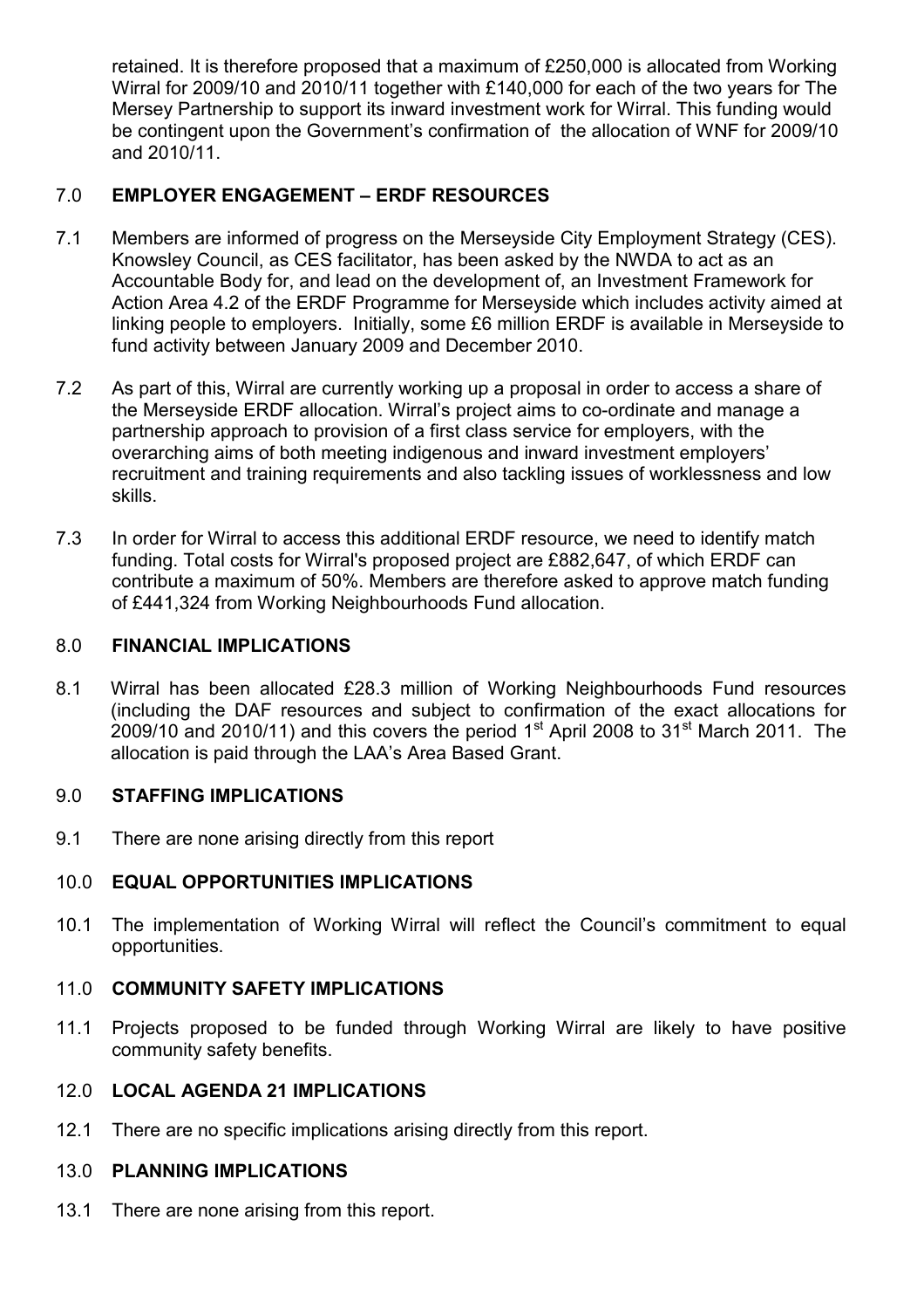retained. It is therefore proposed that a maximum of £250,000 is allocated from Working Wirral for 2009/10 and 2010/11 together with £140,000 for each of the two years for The Mersey Partnership to support its inward investment work for Wirral. This funding would be contingent upon the Government's confirmation of the allocation of WNF for 2009/10 and 2010/11.

## 7.0 EMPLOYER ENGAGEMENT – ERDF RESOURCES

7.1 Members are informed of progress on the Merseyside City Employment Strategy (CES). Knowsley Council, as CES facilitator, has been asked by the NWDA to act as an Accountable Body for, and lead on the development of, an Investment Framework for Action Area 4.2 of the ERDF Programme for Merseyside which includes activity aimed at linking people to employers. Initially, some £6 million ERDF is available in Merseyside to fund activity between January 2009 and December 2010.

7.2 As part of this, Wirral are currently working up a proposal in order to access a share of the Merseyside ERDF allocation. Wirral's project aims to co-ordinate and manage a partnership approach to provision of a first class service for employers, with the overarching aims of both meeting indigenous and inward investment employers' recruitment and training requirements and also tackling issues of worklessness and low skills.

7.3 In order for Wirral to access this additional ERDF resource, we need to identify match funding. Total costs for Wirral's proposed project are £882,647, of which ERDF can contribute a maximum of 50%. Members are therefore asked to approve match funding of £441,324 from Working Neighbourhoods Fund allocation.

## 8.0 FINANCIAL IMPLICATIONS

8.1 Wirral has been allocated £28.3 million of Working Neighbourhoods Fund resources (including the DAF resources and subject to confirmation of the exact allocations for 2009/10 and 2010/11) and this covers the period 1st April 2008 to 31st March 2011. The allocation is paid through the LAA's Area Based Grant.

## 9.0 STAFFING IMPLICATIONS

9.1 There are none arising directly from this report

## 10.0 EQUAL OPPORTUNITIES IMPLICATIONS

10.1 The implementation of Working Wirral will reflect the Council's commitment to equal opportunities.

## 11.0 COMMUNITY SAFETY IMPLICATIONS

11.1 Projects proposed to be funded through Working Wirral are likely to have positive community safety benefits.

## 12.0 LOCAL AGENDA 21 IMPLICATIONS

12.1 There are no specific implications arising directly from this report.

## 13.0 PLANNING IMPLICATIONS

13.1 There are none arising from this report.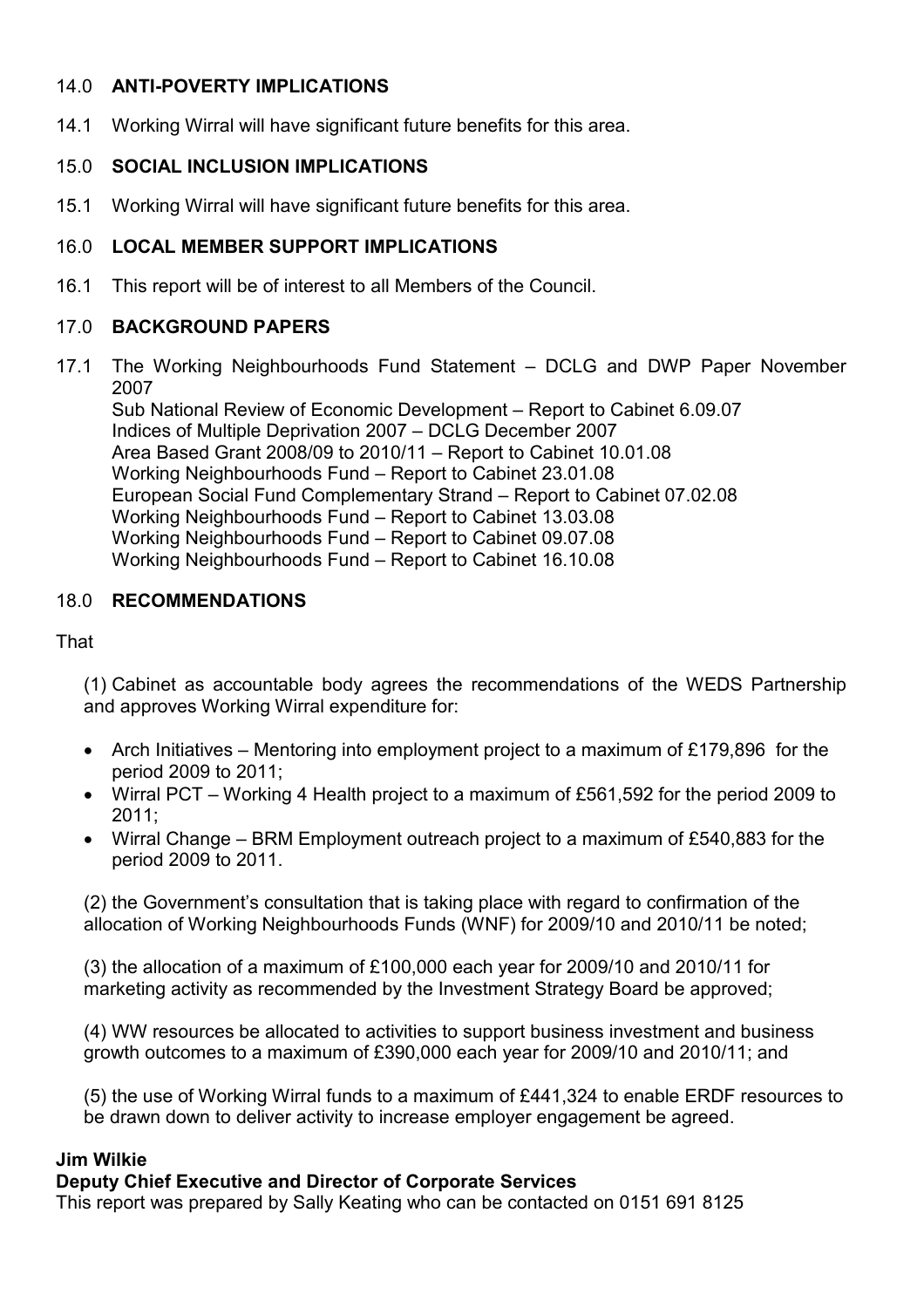## 14.0 ANTI-POVERTY IMPLICATIONS

14.1 Working Wirral will have significant future benefits for this area.

## 15.0 SOCIAL INCLUSION IMPLICATIONS

15.1 Working Wirral will have significant future benefits for this area.

## 16.0 LOCAL MEMBER SUPPORT IMPLICATIONS

16.1 This report will be of interest to all Members of the Council.

## 17.0 BACKGROUND PAPERS

17.1 The Working Neighbourhoods Fund Statement – DCLG and DWP Paper November 2007
Sub National Review of Economic Development – Report to Cabinet 6.09.07
Indices of Multiple Deprivation 2007 – DCLG December 2007
Area Based Grant 2008/09 to 2010/11 – Report to Cabinet 10.01.08
Working Neighbourhoods Fund – Report to Cabinet 23.01.08
European Social Fund Complementary Strand – Report to Cabinet 07.02.08
Working Neighbourhoods Fund – Report to Cabinet 13.03.08
Working Neighbourhoods Fund – Report to Cabinet 09.07.08
Working Neighbourhoods Fund – Report to Cabinet 16.10.08

## 18.0 RECOMMENDATIONS

That

(1) Cabinet as accountable body agrees the recommendations of the WEDS Partnership and approves Working Wirral expenditure for:

- Arch Initiatives – Mentoring into employment project to a maximum of £179,896 for the period 2009 to 2011;
- Wirral PCT – Working 4 Health project to a maximum of £561,592 for the period 2009 to 2011;
- Wirral Change – BRM Employment outreach project to a maximum of £540,883 for the period 2009 to 2011.

(2) the Government's consultation that is taking place with regard to confirmation of the allocation of Working Neighbourhoods Funds (WNF) for 2009/10 and 2010/11 be noted;

(3) the allocation of a maximum of £100,000 each year for 2009/10 and 2010/11 for marketing activity as recommended by the Investment Strategy Board be approved;

(4) WW resources be allocated to activities to support business investment and business growth outcomes to a maximum of £390,000 each year for 2009/10 and 2010/11; and

(5) the use of Working Wirral funds to a maximum of £441,324 to enable ERDF resources to be drawn down to deliver activity to increase employer engagement be agreed.

**Jim Wilkie**
**Deputy Chief Executive and Director of Corporate Services**
This report was prepared by Sally Keating who can be contacted on 0151 691 8125